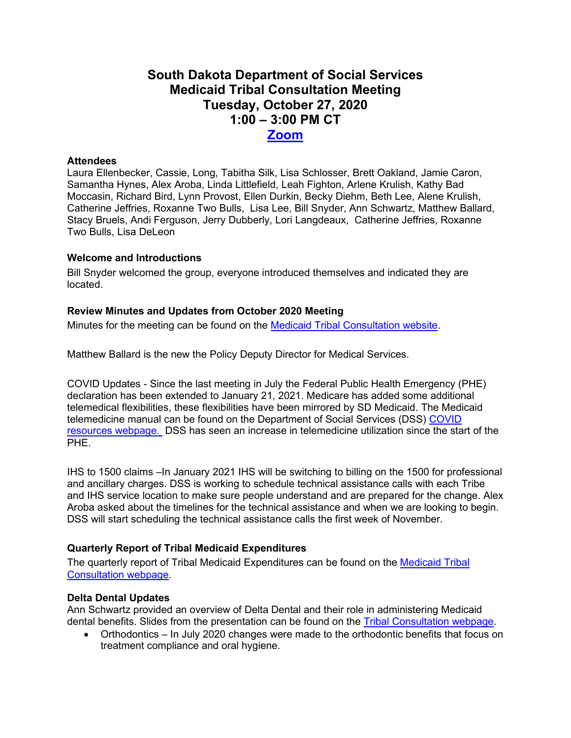# South Dakota Department of Social Services
# Medicaid Tribal Consultation Meeting
# Tuesday, October 27, 2020
# 1:00 – 3:00 PM CT
# [Zoom]

**Attendees**

Laura Ellenbecker, Cassie, Long, Tabitha Silk, Lisa Schlosser, Brett Oakland, Jamie Caron, Samantha Hynes, Alex Aroba, Linda Littlefield, Leah Fighton, Arlene Krulish, Kathy Bad Moccasin, Richard Bird, Lynn Provost, Ellen Durkin, Becky Diehm, Beth Lee, Alene Krulish, Catherine Jeffries, Roxanne Two Bulls, Lisa Lee, Bill Snyder, Ann Schwartz, Matthew Ballard, Stacy Bruels, Andi Ferguson, Jerry Dubberly, Lori Langdeaux, Catherine Jeffries, Roxanne Two Bulls, Lisa DeLeon

**Welcome and Introductions**

Bill Snyder welcomed the group, everyone introduced themselves and indicated they are located.

**Review Minutes and Updates from October 2020 Meeting**

Minutes for the meeting can be found on the Medicaid Tribal Consultation website.

Matthew Ballard is the new the Policy Deputy Director for Medical Services.

COVID Updates - Since the last meeting in July the Federal Public Health Emergency (PHE) declaration has been extended to January 21, 2021. Medicare has added some additional telemedical flexibilities, these flexibilities have been mirrored by SD Medicaid. The Medicaid telemedicine manual can be found on the Department of Social Services (DSS) COVID resources webpage. DSS has seen an increase in telemedicine utilization since the start of the PHE.

IHS to 1500 claims –In January 2021 IHS will be switching to billing on the 1500 for professional and ancillary charges. DSS is working to schedule technical assistance calls with each Tribe and IHS service location to make sure people understand and are prepared for the change. Alex Aroba asked about the timelines for the technical assistance and when we are looking to begin. DSS will start scheduling the technical assistance calls the first week of November.

**Quarterly Report of Tribal Medicaid Expenditures**

The quarterly report of Tribal Medicaid Expenditures can be found on the Medicaid Tribal Consultation webpage.

**Delta Dental Updates**

Ann Schwartz provided an overview of Delta Dental and their role in administering Medicaid dental benefits. Slides from the presentation can be found on the Tribal Consultation webpage.

- Orthodontics – In July 2020 changes were made to the orthodontic benefits that focus on treatment compliance and oral hygiene.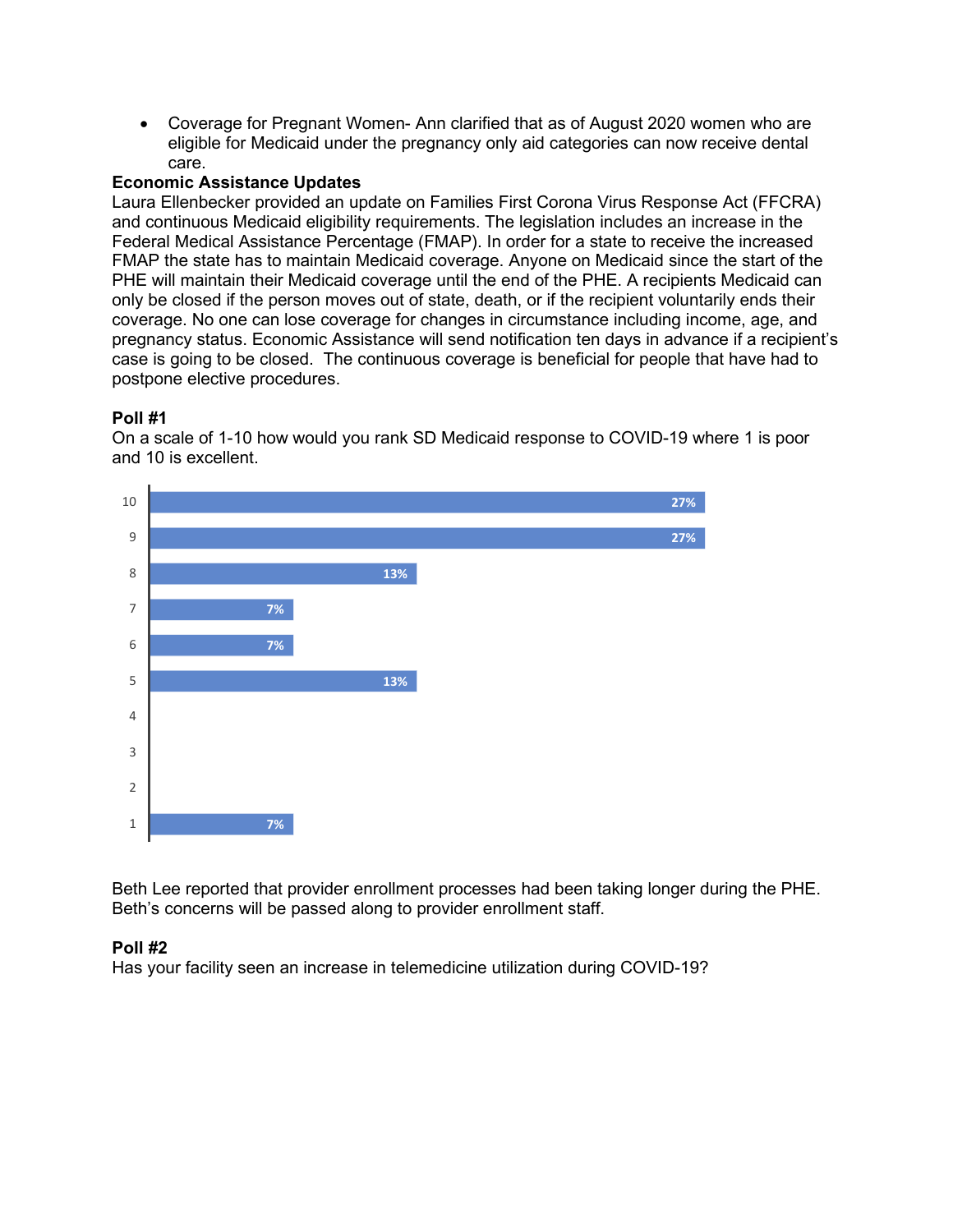- Coverage for Pregnant Women- Ann clarified that as of August 2020 women who are eligible for Medicaid under the pregnancy only aid categories can now receive dental care.

**Economic Assistance Updates**

Laura Ellenbecker provided an update on Families First Corona Virus Response Act (FFCRA) and continuous Medicaid eligibility requirements. The legislation includes an increase in the Federal Medical Assistance Percentage (FMAP). In order for a state to receive the increased FMAP the state has to maintain Medicaid coverage. Anyone on Medicaid since the start of the PHE will maintain their Medicaid coverage until the end of the PHE. A recipients Medicaid can only be closed if the person moves out of state, death, or if the recipient voluntarily ends their coverage. No one can lose coverage for changes in circumstance including income, age, and pregnancy status. Economic Assistance will send notification ten days in advance if a recipient's case is going to be closed. The continuous coverage is beneficial for people that have had to postpone elective procedures.

**Poll #1**

On a scale of 1-10 how would you rank SD Medicaid response to COVID-19 where 1 is poor and 10 is excellent.

| Rating | Percent |
|---|---|
| 10 | 27% |
| 9 | 27% |
| 8 | 13% |
| 7 | 7% |
| 6 | 7% |
| 5 | 13% |
| 4 | |
| 3 | |
| 2 | |
| 1 | 7% |

Beth Lee reported that provider enrollment processes had been taking longer during the PHE. Beth's concerns will be passed along to provider enrollment staff.

**Poll #2**

Has your facility seen an increase in telemedicine utilization during COVID-19?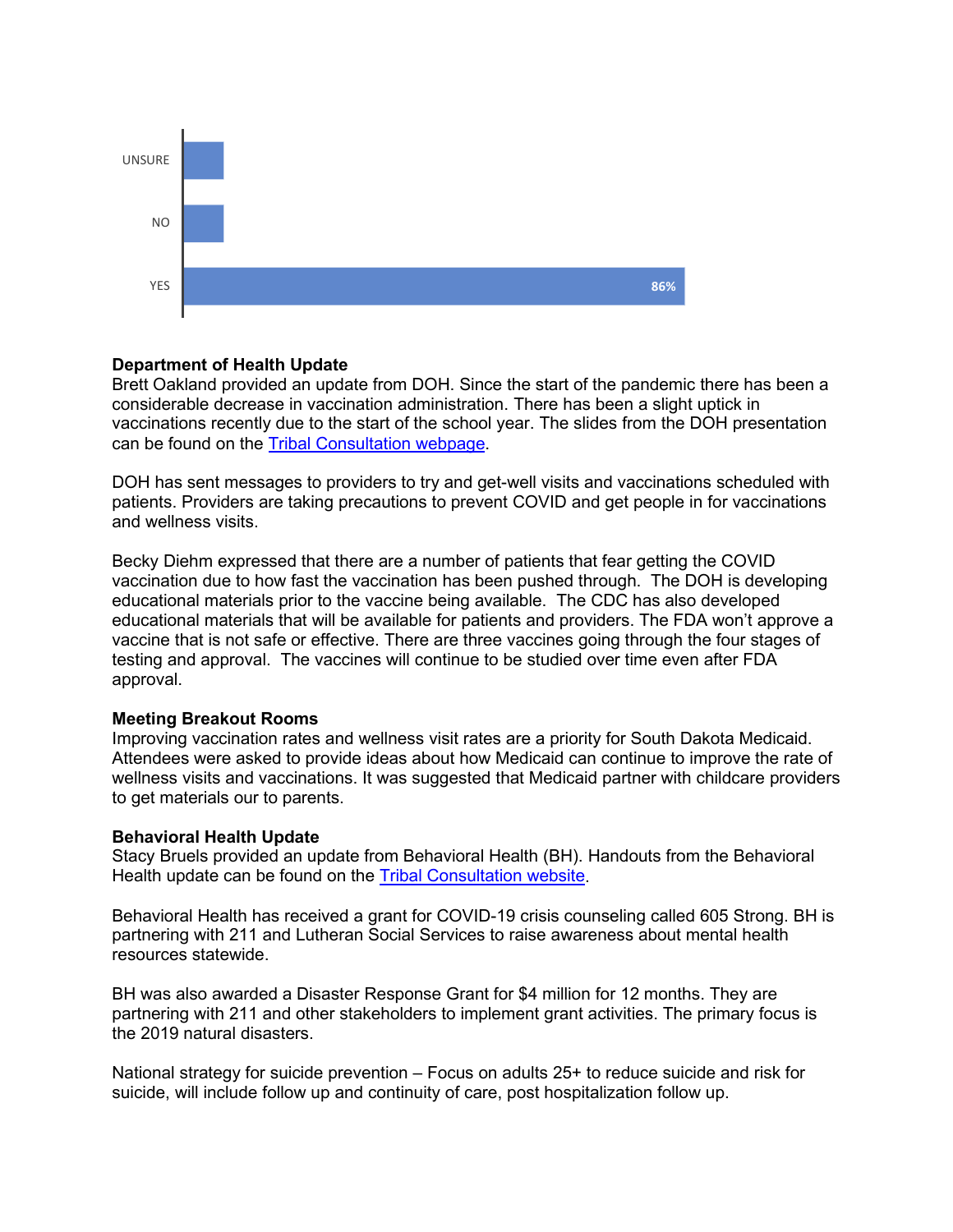| | |
|---|---|
| UNSURE | |
| NO | |
| YES | 86% |

**Department of Health Update**
Brett Oakland provided an update from DOH. Since the start of the pandemic there has been a considerable decrease in vaccination administration. There has been a slight uptick in vaccinations recently due to the start of the school year. The slides from the DOH presentation can be found on the [Tribal Consultation webpage](#).

DOH has sent messages to providers to try and get-well visits and vaccinations scheduled with patients. Providers are taking precautions to prevent COVID and get people in for vaccinations and wellness visits.

Becky Diehm expressed that there are a number of patients that fear getting the COVID vaccination due to how fast the vaccination has been pushed through. The DOH is developing educational materials prior to the vaccine being available. The CDC has also developed educational materials that will be available for patients and providers. The FDA won't approve a vaccine that is not safe or effective. There are three vaccines going through the four stages of testing and approval. The vaccines will continue to be studied over time even after FDA approval.

**Meeting Breakout Rooms**
Improving vaccination rates and wellness visit rates are a priority for South Dakota Medicaid. Attendees were asked to provide ideas about how Medicaid can continue to improve the rate of wellness visits and vaccinations. It was suggested that Medicaid partner with childcare providers to get materials our to parents.

**Behavioral Health Update**
Stacy Bruels provided an update from Behavioral Health (BH). Handouts from the Behavioral Health update can be found on the [Tribal Consultation website](#).

Behavioral Health has received a grant for COVID-19 crisis counseling called 605 Strong. BH is partnering with 211 and Lutheran Social Services to raise awareness about mental health resources statewide.

BH was also awarded a Disaster Response Grant for $4 million for 12 months. They are partnering with 211 and other stakeholders to implement grant activities. The primary focus is the 2019 natural disasters.

National strategy for suicide prevention – Focus on adults 25+ to reduce suicide and risk for suicide, will include follow up and continuity of care, post hospitalization follow up.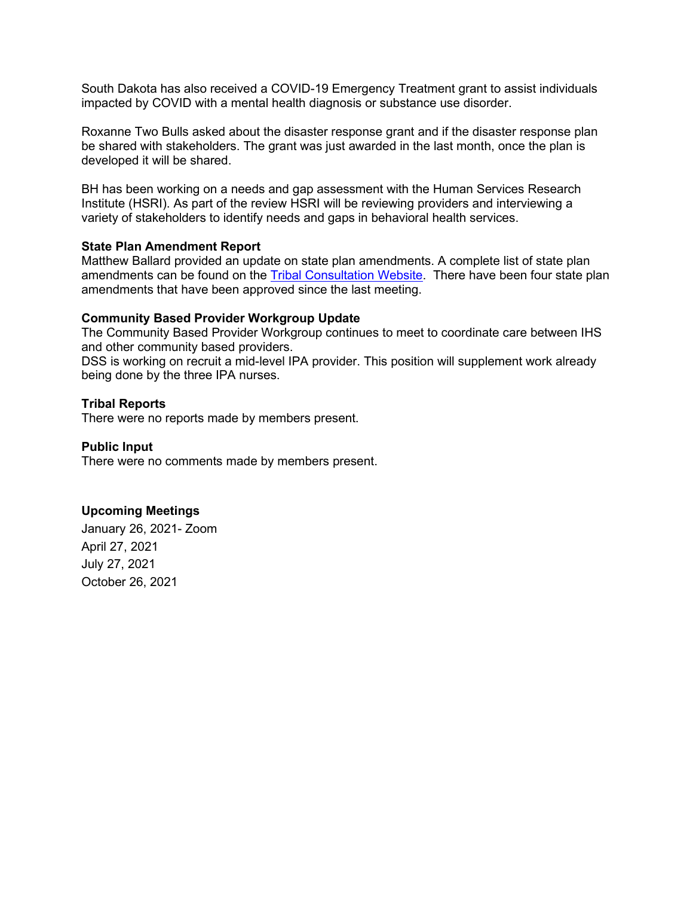South Dakota has also received a COVID-19 Emergency Treatment grant to assist individuals impacted by COVID with a mental health diagnosis or substance use disorder.

Roxanne Two Bulls asked about the disaster response grant and if the disaster response plan be shared with stakeholders. The grant was just awarded in the last month, once the plan is developed it will be shared.

BH has been working on a needs and gap assessment with the Human Services Research Institute (HSRI). As part of the review HSRI will be reviewing providers and interviewing a variety of stakeholders to identify needs and gaps in behavioral health services.

**State Plan Amendment Report**
Matthew Ballard provided an update on state plan amendments. A complete list of state plan amendments can be found on the Tribal Consultation Website. There have been four state plan amendments that have been approved since the last meeting.

**Community Based Provider Workgroup Update**
The Community Based Provider Workgroup continues to meet to coordinate care between IHS and other community based providers.
DSS is working on recruit a mid-level IPA provider. This position will supplement work already being done by the three IPA nurses.

**Tribal Reports**
There were no reports made by members present.

**Public Input**
There were no comments made by members present.

**Upcoming Meetings**

January 26, 2021- Zoom
April 27, 2021
July 27, 2021
October 26, 2021